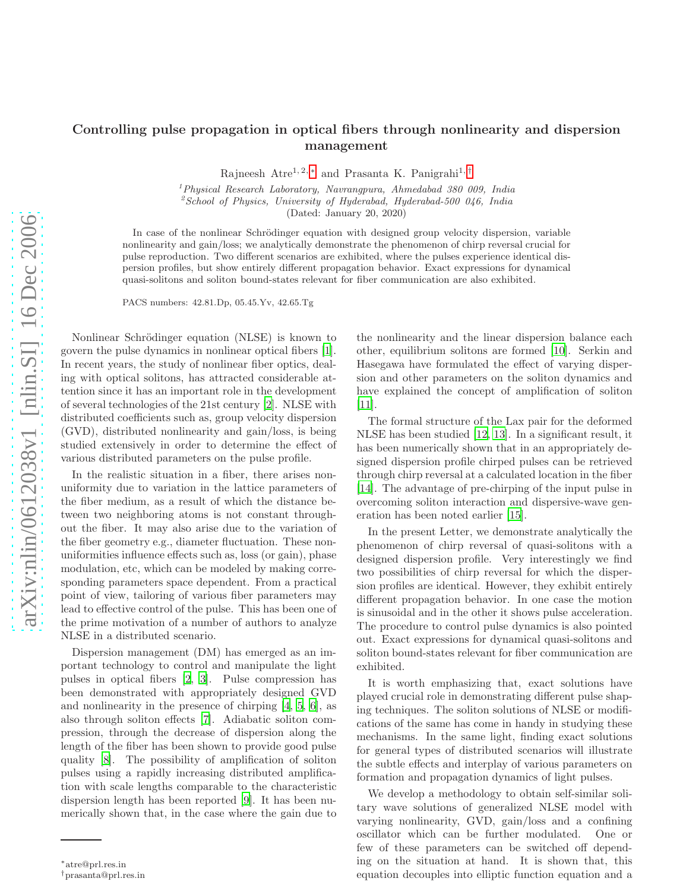# Controlling pulse propagation in optical fibers through nonlinearity and dispersion management

Rajneesh Atre[1, 2, *] and Prasanta K. Panigrahi[1, †]

[1]*Physical Research Laboratory, Navrangpura, Ahmedabad 380 009, India*
[2]*School of Physics, University of Hyderabad, Hyderabad-500 046, India*
(Dated: January 20, 2020)

In case of the nonlinear Schrödinger equation with designed group velocity dispersion, variable nonlinearity and gain/loss; we analytically demonstrate the phenomenon of chirp reversal crucial for pulse reproduction. Two different scenarios are exhibited, where the pulses experience identical dispersion profiles, but show entirely different propagation behavior. Exact expressions for dynamical quasi-solitons and soliton bound-states relevant for fiber communication are also exhibited.

PACS numbers: 42.81.Dp, 05.45.Yv, 42.65.Tg

Nonlinear Schrödinger equation (NLSE) is known to govern the pulse dynamics in nonlinear optical fibers [1]. In recent years, the study of nonlinear fiber optics, dealing with optical solitons, has attracted considerable attention since it has an important role in the development of several technologies of the 21st century [2]. NLSE with distributed coefficients such as, group velocity dispersion (GVD), distributed nonlinearity and gain/loss, is being studied extensively in order to determine the effect of various distributed parameters on the pulse profile.

In the realistic situation in a fiber, there arises non-uniformity due to variation in the lattice parameters of the fiber medium, as a result of which the distance between two neighboring atoms is not constant throughout the fiber. It may also arise due to the variation of the fiber geometry e.g., diameter fluctuation. These non-uniformities influence effects such as, loss (or gain), phase modulation, etc, which can be modeled by making corresponding parameters space dependent. From a practical point of view, tailoring of various fiber parameters may lead to effective control of the pulse. This has been one of the prime motivation of a number of authors to analyze NLSE in a distributed scenario.

Dispersion management (DM) has emerged as an important technology to control and manipulate the light pulses in optical fibers [2, 3]. Pulse compression has been demonstrated with appropriately designed GVD and nonlinearity in the presence of chirping [4, 5, 6], as also through soliton effects [7]. Adiabatic soliton compression, through the decrease of dispersion along the length of the fiber has been shown to provide good pulse quality [8]. The possibility of amplification of soliton pulses using a rapidly increasing distributed amplification with scale lengths comparable to the characteristic dispersion length has been reported [9]. It has been numerically shown that, in the case where the gain due to the nonlinearity and the linear dispersion balance each other, equilibrium solitons are formed [10]. Serkin and Hasegawa have formulated the effect of varying dispersion and other parameters on the soliton dynamics and have explained the concept of amplification of soliton [11].

The formal structure of the Lax pair for the deformed NLSE has been studied [12, 13]. In a significant result, it has been numerically shown that in an appropriately designed dispersion profile chirped pulses can be retrieved through chirp reversal at a calculated location in the fiber [14]. The advantage of pre-chirping of the input pulse in overcoming soliton interaction and dispersive-wave generation has been noted earlier [15].

In the present Letter, we demonstrate analytically the phenomenon of chirp reversal of quasi-solitons with a designed dispersion profile. Very interestingly we find two possibilities of chirp reversal for which the dispersion profiles are identical. However, they exhibit entirely different propagation behavior. In one case the motion is sinusoidal and in the other it shows pulse acceleration. The procedure to control pulse dynamics is also pointed out. Exact expressions for dynamical quasi-solitons and soliton bound-states relevant for fiber communication are exhibited.

It is worth emphasizing that, exact solutions have played crucial role in demonstrating different pulse shaping techniques. The soliton solutions of NLSE or modifications of the same has come in handy in studying these mechanisms. In the same light, finding exact solutions for general types of distributed scenarios will illustrate the subtle effects and interplay of various parameters on formation and propagation dynamics of light pulses.

We develop a methodology to obtain self-similar solitary wave solutions of generalized NLSE model with varying nonlinearity, GVD, gain/loss and a confining oscillator which can be further modulated. One or few of these parameters can be switched off depending on the situation at hand. It is shown that, this equation decouples into elliptic function equation and a

---

*atre@prl.res.in
†prasanta@prl.res.in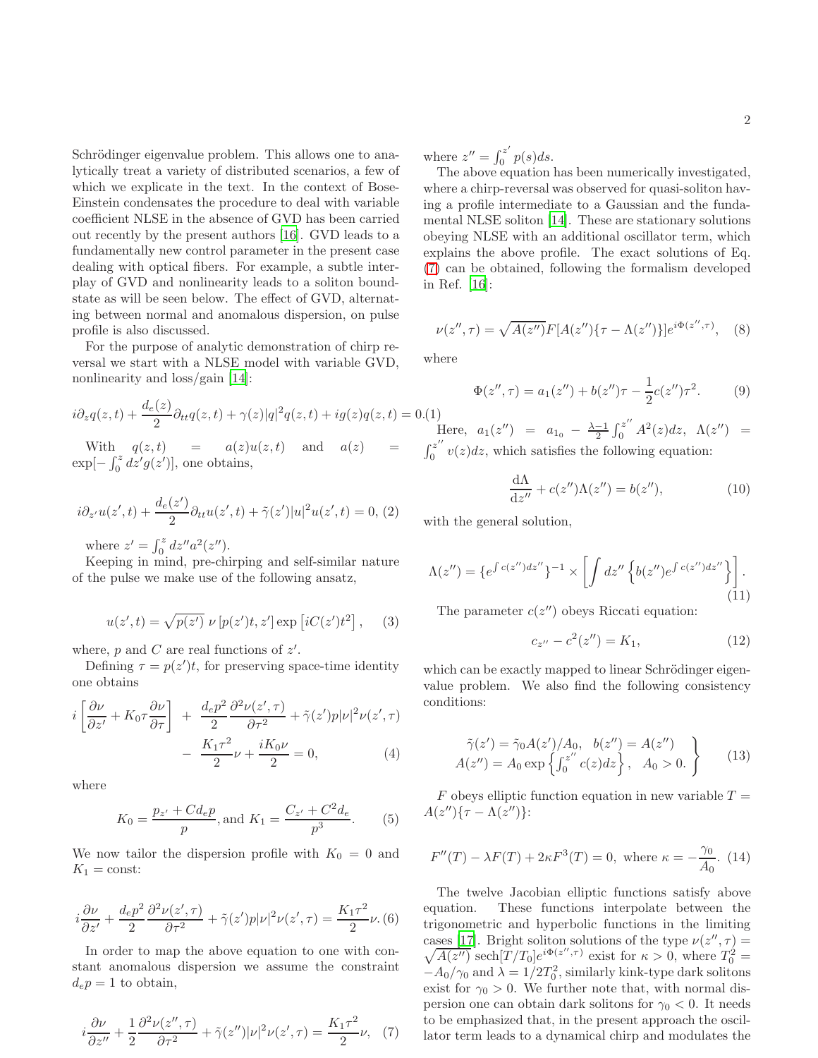Schrödinger eigenvalue problem. This allows one to analytically treat a variety of distributed scenarios, a few of which we explicate in the text. In the context of Bose-Einstein condensates the procedure to deal with variable coefficient NLSE in the absence of GVD has been carried out recently by the present authors [16]. GVD leads to a fundamentally new control parameter in the present case dealing with optical fibers. For example, a subtle interplay of GVD and nonlinearity leads to a soliton boundstate as will be seen below. The effect of GVD, alternating between normal and anomalous dispersion, on pulse profile is also discussed.

For the purpose of analytic demonstration of chirp reversal we start with a NLSE model with variable GVD, nonlinearity and loss/gain [14]:

$$i\partial_z q(z,t) + \frac{d_e(z)}{2}\partial_{tt} q(z,t) + \gamma(z)|q|^2 q(z,t) + ig(z)q(z,t) = 0. \quad (1)$$

With $q(z,t) = a(z)u(z,t)$ and $a(z) = \exp[-\int_0^z dz' g(z')]$, one obtains,

$$i\partial_{z'} u(z',t) + \frac{d_e(z')}{2}\partial_{tt} u(z',t) + \tilde{\gamma}(z')|u|^2 u(z',t) = 0, \quad (2)$$

where $z' = \int_0^z dz'' a^2(z'')$.

Keeping in mind, pre-chirping and self-similar nature of the pulse we make use of the following ansatz,

$$u(z',t) = \sqrt{p(z')}\ \nu\left[p(z')t, z'\right]\exp\left[iC(z')t^2\right], \quad (3)$$

where, $p$ and $C$ are real functions of $z'$.

Defining $\tau = p(z')t$, for preserving space-time identity one obtains

$$i\left[\frac{\partial \nu}{\partial z'} + K_0 \tau \frac{\partial \nu}{\partial \tau}\right] + \frac{d_e p^2}{2}\frac{\partial^2 \nu(z',\tau)}{\partial \tau^2} + \tilde{\gamma}(z') p |\nu|^2 \nu(z',\tau) - \frac{K_1 \tau^2}{2}\nu + \frac{iK_0 \nu}{2} = 0, \quad (4)$$

where

$$K_0 = \frac{p_{z'} + Cd_e p}{p}, \text{and } K_1 = \frac{C_{z'} + C^2 d_e}{p^3}. \quad (5)$$

We now tailor the dispersion profile with $K_0 = 0$ and $K_1 = \text{const}$:

$$i\frac{\partial \nu}{\partial z'} + \frac{d_e p^2}{2}\frac{\partial^2 \nu(z',\tau)}{\partial \tau^2} + \tilde{\gamma}(z') p |\nu|^2 \nu(z',\tau) = \frac{K_1 \tau^2}{2}\nu. \quad (6)$$

In order to map the above equation to one with constant anomalous dispersion we assume the constraint $d_e p = 1$ to obtain,

$$i\frac{\partial \nu}{\partial z''} + \frac{1}{2}\frac{\partial^2 \nu(z'',\tau)}{\partial \tau^2} + \tilde{\gamma}(z'')|\nu|^2 \nu(z',\tau) = \frac{K_1 \tau^2}{2}\nu, \quad (7)$$

where $z'' = \int_0^{z'} p(s) ds$.

The above equation has been numerically investigated, where a chirp-reversal was observed for quasi-soliton having a profile intermediate to a Gaussian and the fundamental NLSE soliton [14]. These are stationary solutions obeying NLSE with an additional oscillator term, which explains the above profile. The exact solutions of Eq. (7) can be obtained, following the formalism developed in Ref. [16]:

$$\nu(z'',\tau) = \sqrt{A(z'')} F[A(z'')\{\tau - \Lambda(z'')\}] e^{i\Phi(z'',\tau)}, \quad (8)$$

where

$$\Phi(z'',\tau) = a_1(z'') + b(z'')\tau - \frac{1}{2}c(z'')\tau^2. \quad (9)$$

Here, $a_1(z'') = a_{1_0} - \frac{\lambda - 1}{2}\int_0^{z''} A^2(z)dz$, $\Lambda(z'') = \int_0^{z''} v(z)dz$, which satisfies the following equation:

$$\frac{\mathrm{d}\Lambda}{\mathrm{d}z''} + c(z'')\Lambda(z'') = b(z''), \quad (10)$$

with the general solution,

$$\Lambda(z'') = \{e^{\int c(z'')dz''}\}^{-1} \times \left[\int dz'' \left\{b(z'')e^{\int c(z'')dz''}\right\}\right]. \quad (11)$$

The parameter $c(z'')$ obeys Riccati equation:

$$c_{z''} - c^2(z'') = K_1, \quad (12)$$

which can be exactly mapped to linear Schrödinger eigenvalue problem. We also find the following consistency conditions:

$$\left.\begin{array}{c} \tilde{\gamma}(z') = \tilde{\gamma}_0 A(z')/A_0, \quad b(z'') = A(z'') \\ A(z'') = A_0 \exp\left\{\int_0^{z''} c(z)dz\right\}, \quad A_0 > 0. \end{array}\right\} \quad (13)$$

$F$ obeys elliptic function equation in new variable $T = A(z'')\{\tau - \Lambda(z'')\}$:

$$F''(T) - \lambda F(T) + 2\kappa F^3(T) = 0, \text{ where } \kappa = -\frac{\gamma_0}{A_0}. \quad (14)$$

The twelve Jacobian elliptic functions satisfy above equation. These functions interpolate between the trigonometric and hyperbolic functions in the limiting cases [17]. Bright soliton solutions of the type $\nu(z'',\tau) = \sqrt{A(z'')}\,\mathrm{sech}[T/T_0]e^{i\Phi(z'',\tau)}$ exist for $\kappa > 0$, where $T_0^2 = -A_0/\gamma_0$ and $\lambda = 1/2T_0^2$, similarly kink-type dark solitons exist for $\gamma_0 > 0$. We further note that, with normal dispersion one can obtain dark solitons for $\gamma_0 < 0$. It needs to be emphasized that, in the present approach the oscillator term leads to a dynamical chirp and modulates the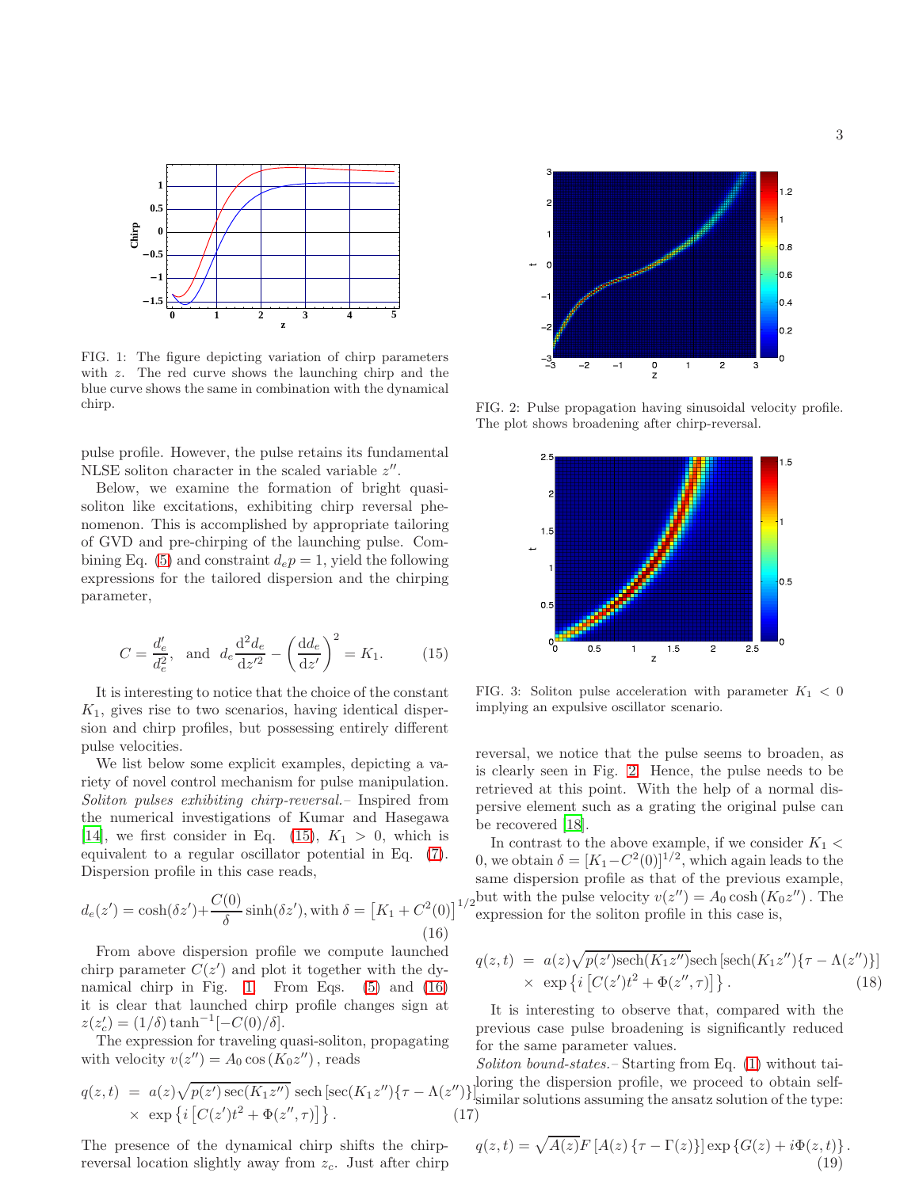FIG. 1: The figure depicting variation of chirp parameters with $z$. The red curve shows the launching chirp and the blue curve shows the same in combination with the dynamical chirp.

pulse profile. However, the pulse retains its fundamental NLSE soliton character in the scaled variable $z''$.

Below, we examine the formation of bright quasi-soliton like excitations, exhibiting chirp reversal phenomenon. This is accomplished by appropriate tailoring of GVD and pre-chirping of the launching pulse. Combining Eq. (5) and constraint $d_e p = 1$, yield the following expressions for the tailored dispersion and the chirping parameter,

$$C = \frac{d_e'}{d_e^2}, \quad \text{and} \quad d_e \frac{\mathrm{d}^2 d_e}{\mathrm{d}z'^2} - \left(\frac{\mathrm{d}d_e}{\mathrm{d}z'}\right)^2 = K_1. \qquad (15)$$

It is interesting to notice that the choice of the constant $K_1$, gives rise to two scenarios, having identical dispersion and chirp profiles, but possessing entirely different pulse velocities.

We list below some explicit examples, depicting a variety of novel control mechanism for pulse manipulation.

*Soliton pulses exhibiting chirp-reversal.–* Inspired from the numerical investigations of Kumar and Hasegawa [14], we first consider in Eq. (15), $K_1 > 0$, which is equivalent to a regular oscillator potential in Eq. (7). Dispersion profile in this case reads,

$$d_e(z') = \cosh(\delta z') + \frac{C(0)}{\delta}\sinh(\delta z'), \text{with } \delta = \left[K_1 + C^2(0)\right]^{1/2} \qquad (16)$$

From above dispersion profile we compute launched chirp parameter $C(z')$ and plot it together with the dynamical chirp in Fig. 1. From Eqs. (5) and (16) it is clear that launched chirp profile changes sign at $z(z_c') = (1/\delta)\tanh^{-1}[-C(0)/\delta]$.

The expression for traveling quasi-soliton, propagating with velocity $v(z'') = A_0 \cos(K_0 z'')$, reads

$$q(z,t) = a(z)\sqrt{p(z')\sec(K_1 z'')}\,\mathrm{sech}\left[\sec(K_1 z'')\{\tau - \Lambda(z'')\}\right] \times \exp\left\{i\left[C(z')t^2 + \Phi(z'',\tau)\right]\right\}. \qquad (17)$$

The presence of the dynamical chirp shifts the chirp-reversal location slightly away from $z_c$. Just after chirp reversal, we notice that the pulse seems to broaden, as is clearly seen in Fig. 2. Hence, the pulse needs to be retrieved at this point. With the help of a normal dispersive element such as a grating the original pulse can be recovered [18].

FIG. 2: Pulse propagation having sinusoidal velocity profile. The plot shows broadening after chirp-reversal.

FIG. 3: Soliton pulse acceleration with parameter $K_1 < 0$ implying an expulsive oscillator scenario.

In contrast to the above example, if we consider $K_1 < 0$, we obtain $\delta = [K_1 - C^2(0)]^{1/2}$, which again leads to the same dispersion profile as that of the previous example, but with the pulse velocity $v(z'') = A_0 \cosh(K_0 z'')$. The expression for the soliton profile in this case is,

$$q(z,t) = a(z)\sqrt{p(z')\mathrm{sech}(K_1 z'')}\,\mathrm{sech}\left[\mathrm{sech}(K_1 z'')\{\tau - \Lambda(z'')\}\right] \times \exp\left\{i\left[C(z')t^2 + \Phi(z'',\tau)\right]\right\}. \qquad (18)$$

It is interesting to observe that, compared with the previous case pulse broadening is significantly reduced for the same parameter values.

*Soliton bound-states.–* Starting from Eq. (1) without tailoring the dispersion profile, we proceed to obtain self-similar solutions assuming the ansatz solution of the type:

$$q(z,t) = \sqrt{A(z)}F\left[A(z)\{\tau - \Gamma(z)\}\right]\exp\left\{G(z) + i\Phi(z,t)\right\}. \qquad (19)$$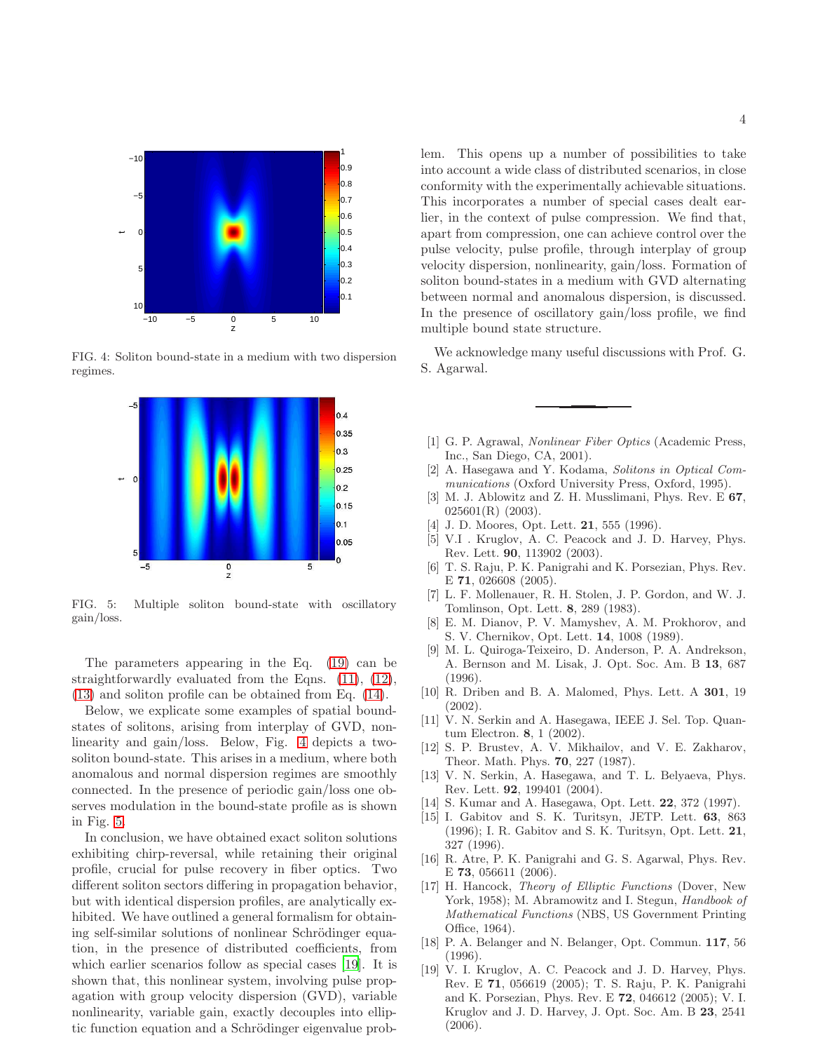−10
−5
t 0
5
10
−10 −5 0 5 10
z
1
0.9
0.8
0.7
0.6
0.5
0.4
0.3
0.2
0.1

FIG. 4: Soliton bound-state in a medium with two dispersion regimes.

−5
t 0
5
−5 0 5
z
0.4
0.35
0.3
0.25
0.2
0.15
0.1
0.05
0

FIG. 5: Multiple soliton bound-state with oscillatory gain/loss.

The parameters appearing in the Eq. (19) can be straightforwardly evaluated from the Eqns. (11), (12), (13) and soliton profile can be obtained from Eq. (14).

Below, we explicate some examples of spatial bound-states of solitons, arising from interplay of GVD, nonlinearity and gain/loss. Below, Fig. 4 depicts a two-soliton bound-state. This arises in a medium, where both anomalous and normal dispersion regimes are smoothly connected. In the presence of periodic gain/loss one observes modulation in the bound-state profile as is shown in Fig. 5.

In conclusion, we have obtained exact soliton solutions exhibiting chirp-reversal, while retaining their original profile, crucial for pulse recovery in fiber optics. Two different soliton sectors differing in propagation behavior, but with identical dispersion profiles, are analytically exhibited. We have outlined a general formalism for obtaining self-similar solutions of nonlinear Schrödinger equation, in the presence of distributed coefficients, from which earlier scenarios follow as special cases [19]. It is shown that, this nonlinear system, involving pulse propagation with group velocity dispersion (GVD), variable nonlinearity, variable gain, exactly decouples into elliptic function equation and a Schrödinger eigenvalue problem. This opens up a number of possibilities to take into account a wide class of distributed scenarios, in close conformity with the experimentally achievable situations. This incorporates a number of special cases dealt earlier, in the context of pulse compression. We find that, apart from compression, one can achieve control over the pulse velocity, pulse profile, through interplay of group velocity dispersion, nonlinearity, gain/loss. Formation of soliton bound-states in a medium with GVD alternating between normal and anomalous dispersion, is discussed. In the presence of oscillatory gain/loss profile, we find multiple bound state structure.

We acknowledge many useful discussions with Prof. G. S. Agarwal.

---

[1] G. P. Agrawal, *Nonlinear Fiber Optics* (Academic Press, Inc., San Diego, CA, 2001).

[2] A. Hasegawa and Y. Kodama, *Solitons in Optical Communications* (Oxford University Press, Oxford, 1995).

[3] M. J. Ablowitz and Z. H. Musslimani, Phys. Rev. E **67**, 025601(R) (2003).

[4] J. D. Moores, Opt. Lett. **21**, 555 (1996).

[5] V.I . Kruglov, A. C. Peacock and J. D. Harvey, Phys. Rev. Lett. **90**, 113902 (2003).

[6] T. S. Raju, P. K. Panigrahi and K. Porsezian, Phys. Rev. E **71**, 026608 (2005).

[7] L. F. Mollenauer, R. H. Stolen, J. P. Gordon, and W. J. Tomlinson, Opt. Lett. **8**, 289 (1983).

[8] E. M. Dianov, P. V. Mamyshev, A. M. Prokhorov, and S. V. Chernikov, Opt. Lett. **14**, 1008 (1989).

[9] M. L. Quiroga-Teixeiro, D. Anderson, P. A. Andrekson, A. Bernson and M. Lisak, J. Opt. Soc. Am. B **13**, 687 (1996).

[10] R. Driben and B. A. Malomed, Phys. Lett. A **301**, 19 (2002).

[11] V. N. Serkin and A. Hasegawa, IEEE J. Sel. Top. Quantum Electron. **8**, 1 (2002).

[12] S. P. Brustev, A. V. Mikhailov, and V. E. Zakharov, Theor. Math. Phys. **70**, 227 (1987).

[13] V. N. Serkin, A. Hasegawa, and T. L. Belyaeva, Phys. Rev. Lett. **92**, 199401 (2004).

[14] S. Kumar and A. Hasegawa, Opt. Lett. **22**, 372 (1997).

[15] I. Gabitov and S. K. Turitsyn, JETP. Lett. **63**, 863 (1996); I. R. Gabitov and S. K. Turitsyn, Opt. Lett. **21**, 327 (1996).

[16] R. Atre, P. K. Panigrahi and G. S. Agarwal, Phys. Rev. E **73**, 056611 (2006).

[17] H. Hancock, *Theory of Elliptic Functions* (Dover, New York, 1958); M. Abramowitz and I. Stegun, *Handbook of Mathematical Functions* (NBS, US Government Printing Office, 1964).

[18] P. A. Belanger and N. Belanger, Opt. Commun. **117**, 56 (1996).

[19] V. I. Kruglov, A. C. Peacock and J. D. Harvey, Phys. Rev. E **71**, 056619 (2005); T. S. Raju, P. K. Panigrahi and K. Porsezian, Phys. Rev. E **72**, 046612 (2005); V. I. Kruglov and J. D. Harvey, J. Opt. Soc. Am. B **23**, 2541 (2006).